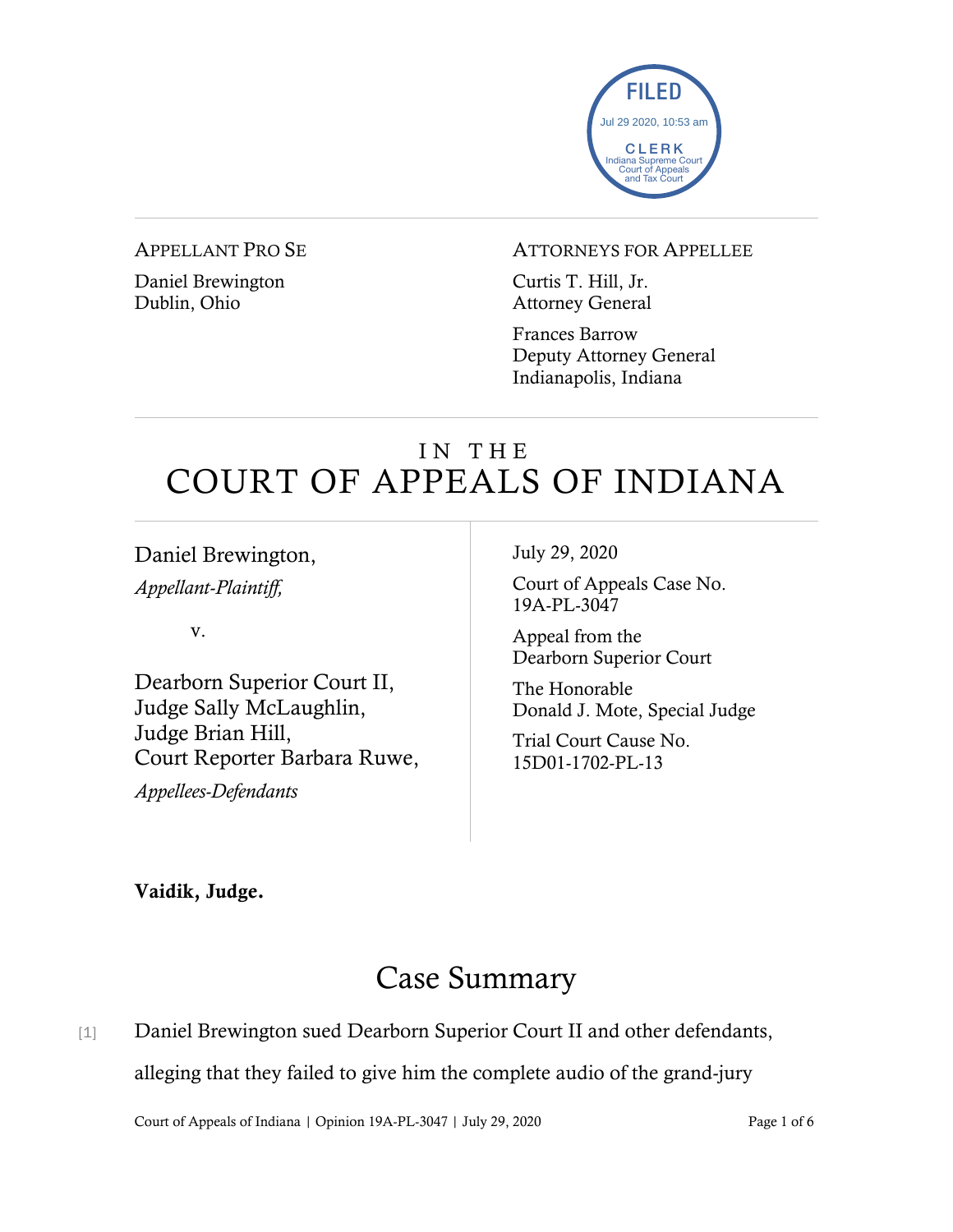FILED
Jul 29 2020, 10:53 am
CLERK
Indiana Supreme Court
Court of Appeals
and Tax Court

APPELLANT PRO SE

Daniel Brewington
Dublin, Ohio

ATTORNEYS FOR APPELLEE

Curtis T. Hill, Jr.
Attorney General

Frances Barrow
Deputy Attorney General
Indianapolis, Indiana

# IN THE COURT OF APPEALS OF INDIANA

Daniel Brewington,
*Appellant-Plaintiff,*

v.

Dearborn Superior Court II,
Judge Sally McLaughlin,
Judge Brian Hill,
Court Reporter Barbara Ruwe,
*Appellees-Defendants*

July 29, 2020

Court of Appeals Case No.
19A-PL-3047

Appeal from the
Dearborn Superior Court

The Honorable
Donald J. Mote, Special Judge

Trial Court Cause No.
15D01-1702-PL-13

**Vaidik, Judge.**

## Case Summary

[1] Daniel Brewington sued Dearborn Superior Court II and other defendants, alleging that they failed to give him the complete audio of the grand-jury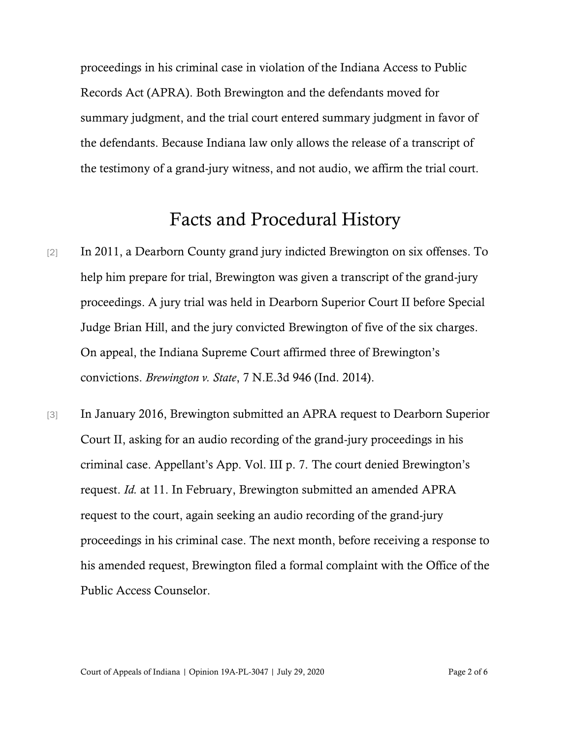proceedings in his criminal case in violation of the Indiana Access to Public Records Act (APRA). Both Brewington and the defendants moved for summary judgment, and the trial court entered summary judgment in favor of the defendants. Because Indiana law only allows the release of a transcript of the testimony of a grand-jury witness, and not audio, we affirm the trial court.

## Facts and Procedural History

[2] In 2011, a Dearborn County grand jury indicted Brewington on six offenses. To help him prepare for trial, Brewington was given a transcript of the grand-jury proceedings. A jury trial was held in Dearborn Superior Court II before Special Judge Brian Hill, and the jury convicted Brewington of five of the six charges. On appeal, the Indiana Supreme Court affirmed three of Brewington's convictions. *Brewington v. State*, 7 N.E.3d 946 (Ind. 2014).

[3] In January 2016, Brewington submitted an APRA request to Dearborn Superior Court II, asking for an audio recording of the grand-jury proceedings in his criminal case. Appellant's App. Vol. III p. 7. The court denied Brewington's request. *Id.* at 11. In February, Brewington submitted an amended APRA request to the court, again seeking an audio recording of the grand-jury proceedings in his criminal case. The next month, before receiving a response to his amended request, Brewington filed a formal complaint with the Office of the Public Access Counselor.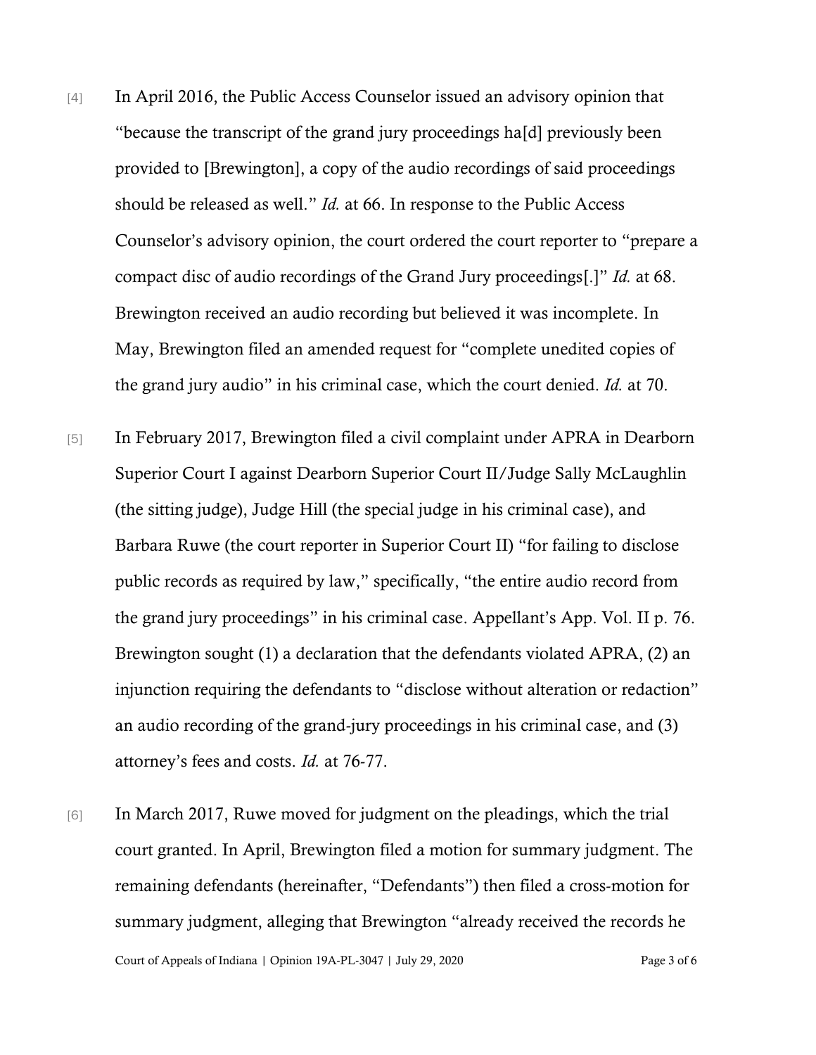[4] In April 2016, the Public Access Counselor issued an advisory opinion that "because the transcript of the grand jury proceedings ha[d] previously been provided to [Brewington], a copy of the audio recordings of said proceedings should be released as well." *Id.* at 66. In response to the Public Access Counselor's advisory opinion, the court ordered the court reporter to "prepare a compact disc of audio recordings of the Grand Jury proceedings[.]" *Id.* at 68. Brewington received an audio recording but believed it was incomplete. In May, Brewington filed an amended request for "complete unedited copies of the grand jury audio" in his criminal case, which the court denied. *Id.* at 70.

[5] In February 2017, Brewington filed a civil complaint under APRA in Dearborn Superior Court I against Dearborn Superior Court II/Judge Sally McLaughlin (the sitting judge), Judge Hill (the special judge in his criminal case), and Barbara Ruwe (the court reporter in Superior Court II) "for failing to disclose public records as required by law," specifically, "the entire audio record from the grand jury proceedings" in his criminal case. Appellant's App. Vol. II p. 76. Brewington sought (1) a declaration that the defendants violated APRA, (2) an injunction requiring the defendants to "disclose without alteration or redaction" an audio recording of the grand-jury proceedings in his criminal case, and (3) attorney's fees and costs. *Id.* at 76-77.

[6] In March 2017, Ruwe moved for judgment on the pleadings, which the trial court granted. In April, Brewington filed a motion for summary judgment. The remaining defendants (hereinafter, "Defendants") then filed a cross-motion for summary judgment, alleging that Brewington "already received the records he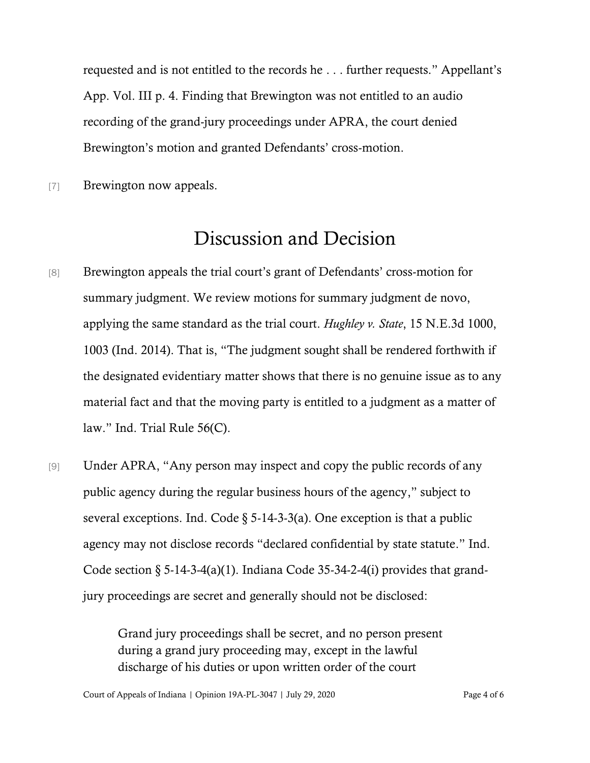requested and is not entitled to the records he . . . further requests." Appellant's App. Vol. III p. 4. Finding that Brewington was not entitled to an audio recording of the grand-jury proceedings under APRA, the court denied Brewington's motion and granted Defendants' cross-motion.

[7] Brewington now appeals.

# Discussion and Decision

[8] Brewington appeals the trial court's grant of Defendants' cross-motion for summary judgment. We review motions for summary judgment de novo, applying the same standard as the trial court. *Hughley v. State*, 15 N.E.3d 1000, 1003 (Ind. 2014). That is, "The judgment sought shall be rendered forthwith if the designated evidentiary matter shows that there is no genuine issue as to any material fact and that the moving party is entitled to a judgment as a matter of law." Ind. Trial Rule 56(C).

[9] Under APRA, "Any person may inspect and copy the public records of any public agency during the regular business hours of the agency," subject to several exceptions. Ind. Code § 5-14-3-3(a). One exception is that a public agency may not disclose records "declared confidential by state statute." Ind. Code section § 5-14-3-4(a)(1). Indiana Code 35-34-2-4(i) provides that grand-jury proceedings are secret and generally should not be disclosed:

> Grand jury proceedings shall be secret, and no person present during a grand jury proceeding may, except in the lawful discharge of his duties or upon written order of the court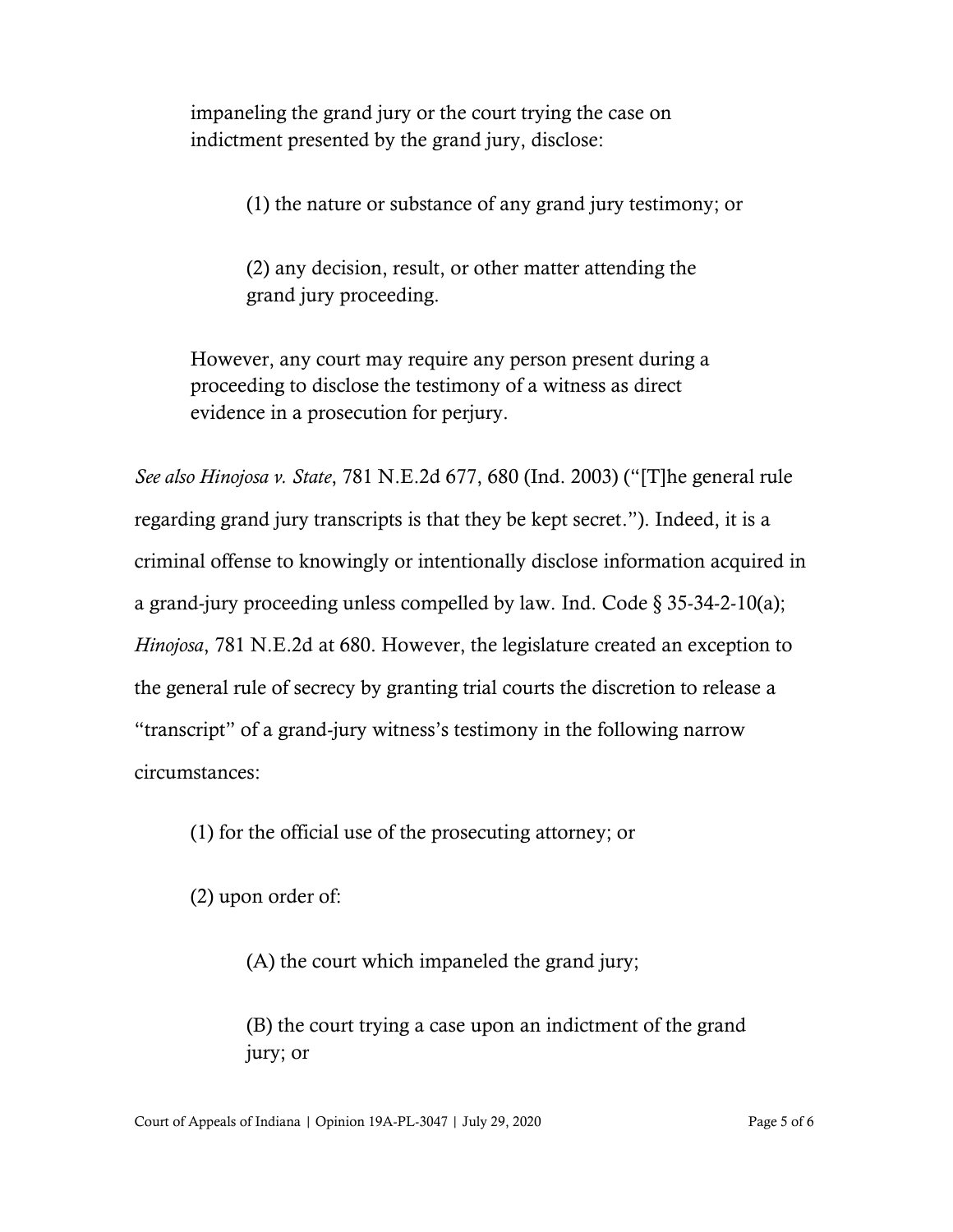impaneling the grand jury or the court trying the case on indictment presented by the grand jury, disclose:

> (1) the nature or substance of any grand jury testimony; or
>
> (2) any decision, result, or other matter attending the grand jury proceeding.
>
> However, any court may require any person present during a proceeding to disclose the testimony of a witness as direct evidence in a prosecution for perjury.

*See also Hinojosa v. State*, 781 N.E.2d 677, 680 (Ind. 2003) ("[T]he general rule regarding grand jury transcripts is that they be kept secret."). Indeed, it is a criminal offense to knowingly or intentionally disclose information acquired in a grand-jury proceeding unless compelled by law. Ind. Code § 35-34-2-10(a); *Hinojosa*, 781 N.E.2d at 680. However, the legislature created an exception to the general rule of secrecy by granting trial courts the discretion to release a "transcript" of a grand-jury witness's testimony in the following narrow circumstances:

> (1) for the official use of the prosecuting attorney; or
>
> (2) upon order of:
>
> > (A) the court which impaneled the grand jury;
> >
> > (B) the court trying a case upon an indictment of the grand jury; or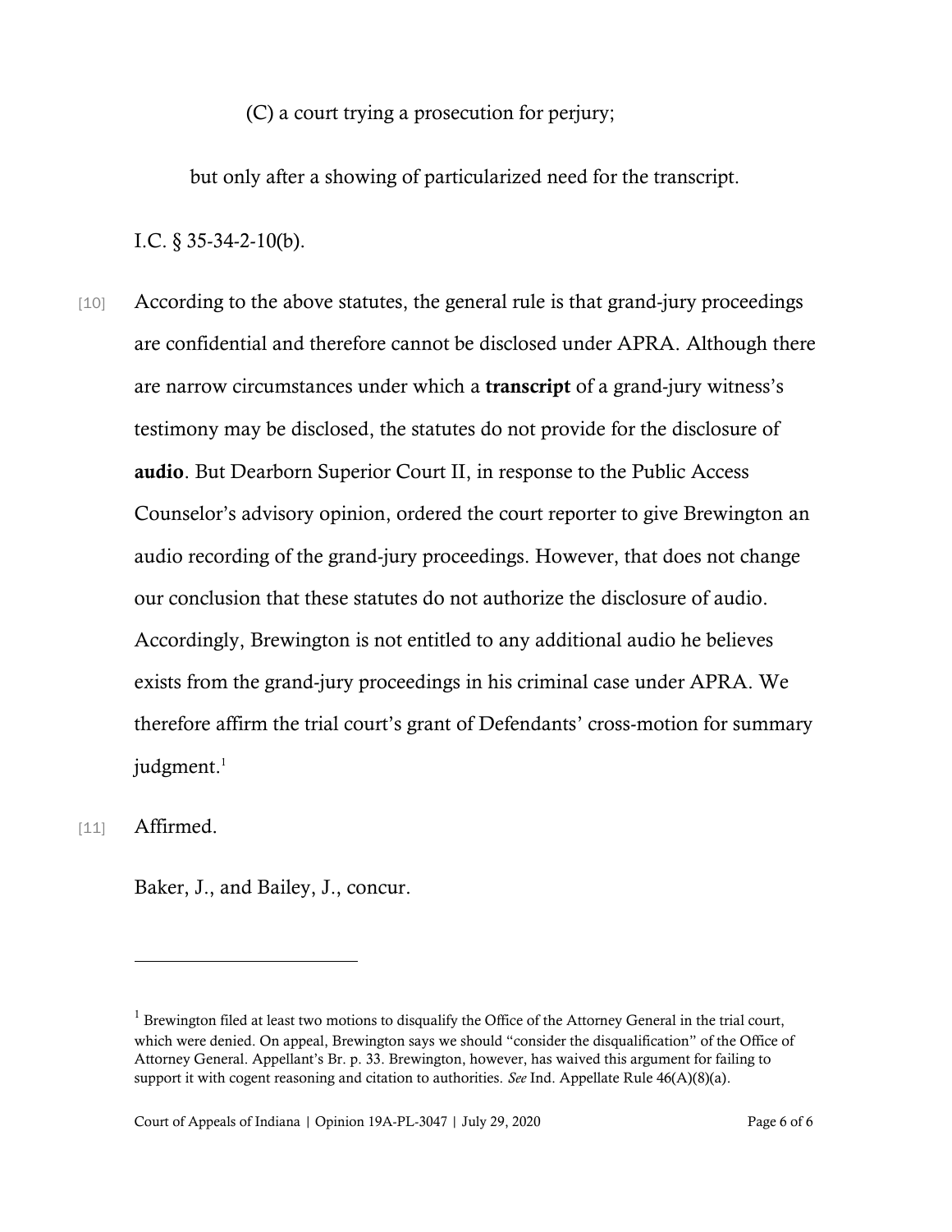(C) a court trying a prosecution for perjury;

but only after a showing of particularized need for the transcript.

I.C. § 35-34-2-10(b).

[10] According to the above statutes, the general rule is that grand-jury proceedings are confidential and therefore cannot be disclosed under APRA. Although there are narrow circumstances under which a **transcript** of a grand-jury witness's testimony may be disclosed, the statutes do not provide for the disclosure of **audio**. But Dearborn Superior Court II, in response to the Public Access Counselor's advisory opinion, ordered the court reporter to give Brewington an audio recording of the grand-jury proceedings. However, that does not change our conclusion that these statutes do not authorize the disclosure of audio. Accordingly, Brewington is not entitled to any additional audio he believes exists from the grand-jury proceedings in his criminal case under APRA. We therefore affirm the trial court's grant of Defendants' cross-motion for summary judgment.[1]

[11] Affirmed.

Baker, J., and Bailey, J., concur.

---

[1] Brewington filed at least two motions to disqualify the Office of the Attorney General in the trial court, which were denied. On appeal, Brewington says we should "consider the disqualification" of the Office of Attorney General. Appellant's Br. p. 33. Brewington, however, has waived this argument for failing to support it with cogent reasoning and citation to authorities. *See* Ind. Appellate Rule 46(A)(8)(a).